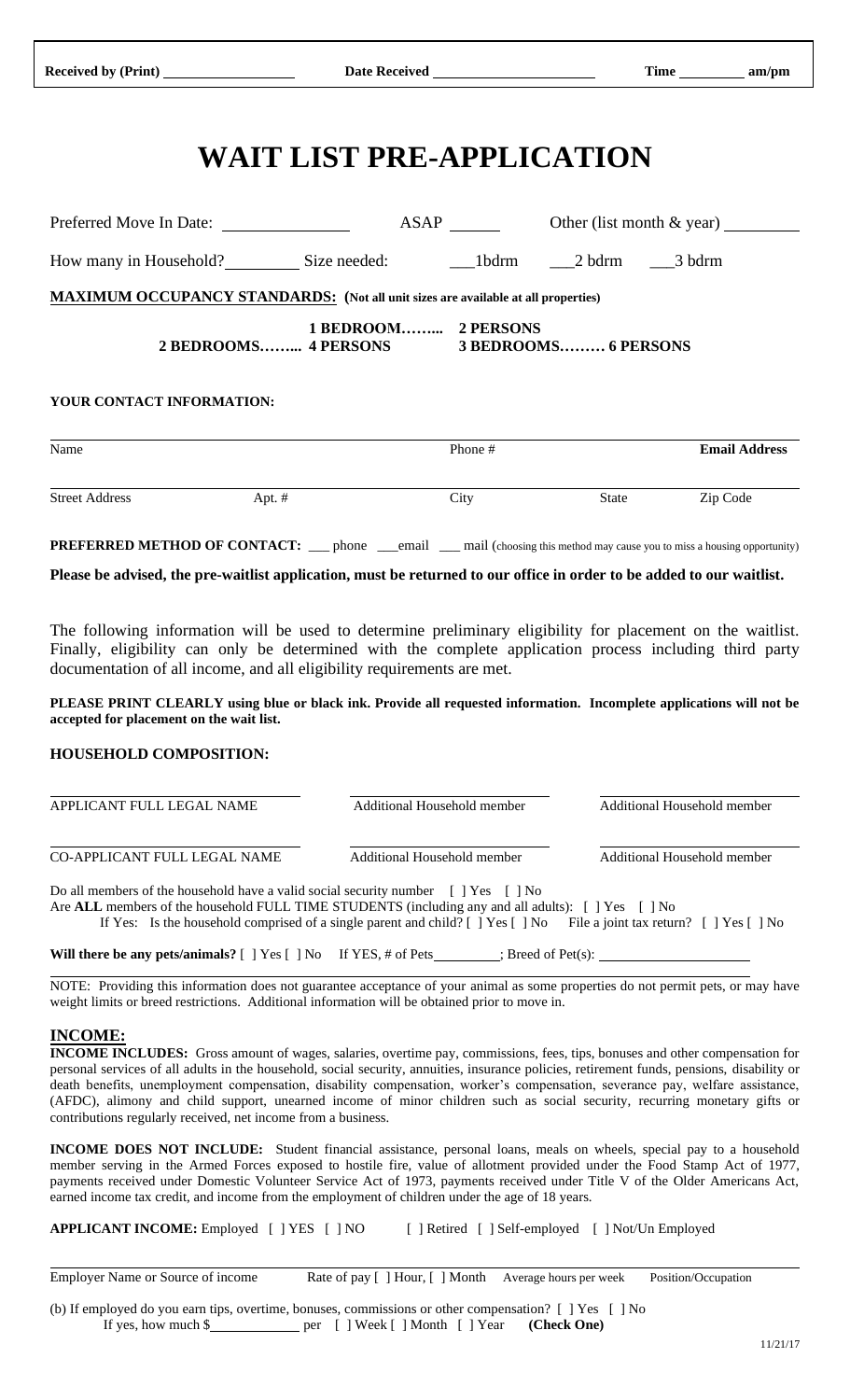**Received by (Print)** \_\_\_\_\_\_\_\_\_\_\_\_ **Date Received** \_\_\_\_\_\_\_\_\_\_\_\_ **Time** \_\_\_\_\_\_ **am/pm**

# WAIT LIST PRE-APPLICATION

Preferred Move In Date: \_\_\_\_\_\_\_\_\_\_ ASAP \_\_\_\_\_ Other (list month & year) \_\_\_\_\_\_\_

How many in Household? \_\_\_\_\_\_ Size needed: \_\_\_1bdrm \_\_\_2 bdrm \_\_\_3 bdrm

**MAXIMUM OCCUPANCY STANDARDS:** (Not all unit sizes are available at all properties)

**1 BEDROOM…….. 2 PERSONS**
**2 BEDROOMS…….. 4 PERSONS** **3 BEDROOMS……… 6 PERSONS**

**YOUR CONTACT INFORMATION:**

| Name | Phone # | **Email Address** |
|---|---|---|
| | | |

| Street Address | Apt. # | City | State | Zip Code |
|---|---|---|---|---|
| | | | | |

**PREFERRED METHOD OF CONTACT:** \_\_\_ phone \_\_\_email \_\_\_ mail (choosing this method may cause you to miss a housing opportunity)

**Please be advised, the pre-waitlist application, must be returned to our office in order to be added to our waitlist.**

The following information will be used to determine preliminary eligibility for placement on the waitlist. Finally, eligibility can only be determined with the complete application process including third party documentation of all income, and all eligibility requirements are met.

**PLEASE PRINT CLEARLY using blue or black ink. Provide all requested information. Incomplete applications will not be accepted for placement on the wait list.**

**HOUSEHOLD COMPOSITION:**

| APPLICANT FULL LEGAL NAME | Additional Household member | Additional Household member |
|---|---|---|
| CO-APPLICANT FULL LEGAL NAME | Additional Household member | Additional Household member |

Do all members of the household have a valid social security number [ ] Yes [ ] No
Are **ALL** members of the household FULL TIME STUDENTS (including any and all adults): [ ] Yes [ ] No
If Yes: Is the household comprised of a single parent and child? [ ] Yes [ ] No File a joint tax return? [ ] Yes [ ] No

**Will there be any pets/animals?** [ ] Yes [ ] No If YES, # of Pets \_\_\_\_\_\_; Breed of Pet(s): \_\_\_\_\_\_\_\_\_\_

NOTE: Providing this information does not guarantee acceptance of your animal as some properties do not permit pets, or may have weight limits or breed restrictions. Additional information will be obtained prior to move in.

## INCOME:

**INCOME INCLUDES:** Gross amount of wages, salaries, overtime pay, commissions, fees, tips, bonuses and other compensation for personal services of all adults in the household, social security, annuities, insurance policies, retirement funds, pensions, disability or death benefits, unemployment compensation, disability compensation, worker's compensation, severance pay, welfare assistance, (AFDC), alimony and child support, unearned income of minor children such as social security, recurring monetary gifts or contributions regularly received, net income from a business.

**INCOME DOES NOT INCLUDE:** Student financial assistance, personal loans, meals on wheels, special pay to a household member serving in the Armed Forces exposed to hostile fire, value of allotment provided under the Food Stamp Act of 1977, payments received under Domestic Volunteer Service Act of 1973, payments received under Title V of the Older Americans Act, earned income tax credit, and income from the employment of children under the age of 18 years.

**APPLICANT INCOME:** Employed [ ] YES [ ] NO [ ] Retired [ ] Self-employed [ ] Not/Un Employed

| Employer Name or Source of income | Rate of pay [ ] Hour, [ ] Month | Average hours per week | Position/Occupation |
|---|---|---|---|
| | | | |

(b) If employed do you earn tips, overtime, bonuses, commissions or other compensation? [ ] Yes [ ] No
If yes, how much $\_\_\_\_\_\_\_\_ per [ ] Week [ ] Month [ ] Year **(Check One)**

11/21/17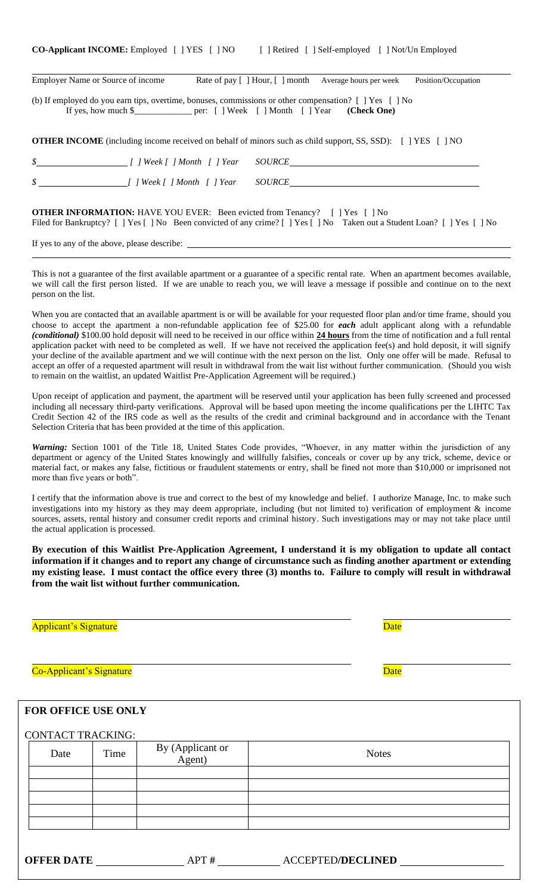**CO-Applicant INCOME:** Employed [ ] YES [ ] NO [ ] Retired [ ] Self-employed [ ] Not/Un Employed

Employer Name or Source of income | Rate of pay [ ] Hour, [ ] month | Average hours per week | Position/Occupation

(b) If employed do you earn tips, overtime, bonuses, commissions or other compensation? [ ] Yes [ ] No
If yes, how much $____________ per: [ ] Week [ ] Month [ ] Year **(Check One)**

**OTHER INCOME** (including income received on behalf of minors such as child support, SS, SSD): [ ] YES [ ] NO

*$ __________________ [ ] Week [ ] Month [ ] Year SOURCE ______________________________*

*$ __________________ [ ] Week [ ] Month [ ] Year SOURCE ______________________________*

**OTHER INFORMATION:** HAVE YOU EVER: Been evicted from Tenancy? [ ] Yes [ ] No
Filed for Bankruptcy? [ ] Yes [ ] No Been convicted of any crime? [ ] Yes [ ] No Taken out a Student Loan? [ ] Yes [ ] No

If yes to any of the above, please describe: ______________________________________________

This is not a guarantee of the first available apartment or a guarantee of a specific rental rate. When an apartment becomes available, we will call the first person listed. If we are unable to reach you, we will leave a message if possible and continue on to the next person on the list.

When you are contacted that an available apartment is or will be available for your requested floor plan and/or time frame, should you choose to accept the apartment a non-refundable application fee of $25.00 for ***each*** adult applicant along with a refundable ***(conditional)*** $100.00 hold deposit will need to be received in our office within **24 hours** from the time of notification and a full rental application packet with need to be completed as well. If we have not received the application fee(s) and hold deposit, it will signify your decline of the available apartment and we will continue with the next person on the list. Only one offer will be made. Refusal to accept an offer of a requested apartment will result in withdrawal from the wait list without further communication. (Should you wish to remain on the waitlist, an updated Waitlist Pre-Application Agreement will be required.)

Upon receipt of application and payment, the apartment will be reserved until your application has been fully screened and processed including all necessary third-party verifications. Approval will be based upon meeting the income qualifications per the LIHTC Tax Credit Section 42 of the IRS code as well as the results of the credit and criminal background and in accordance with the Tenant Selection Criteria that has been provided at the time of this application.

***Warning:*** Section 1001 of the Title 18, United States Code provides, "Whoever, in any matter within the jurisdiction of any department or agency of the United States knowingly and willfully falsifies, conceals or cover up by any trick, scheme, device or material fact, or makes any false, fictitious or fraudulent statements or entry, shall be fined not more than $10,000 or imprisoned not more than five years or both".

I certify that the information above is true and correct to the best of my knowledge and belief. I authorize Manage, Inc. to make such investigations into my history as they may deem appropriate, including (but not limited to) verification of employment & income sources, assets, rental history and consumer credit reports and criminal history. Such investigations may or may not take place until the actual application is processed.

**By execution of this Waitlist Pre-Application Agreement, I understand it is my obligation to update all contact information if it changes and to report any change of circumstance such as finding another apartment or extending my existing lease. I must contact the office every three (3) months to. Failure to comply will result in withdrawal from the wait list without further communication.**

______________________________________ ______________
Applicant's Signature Date

______________________________________ ______________
Co-Applicant's Signature Date

**FOR OFFICE USE ONLY**

CONTACT TRACKING:

| Date | Time | By (Applicant or Agent) | Notes |
|---|---|---|---|
| | | | |
| | | | |
| | | | |
| | | | |
| | | | |

**OFFER DATE** ______________ **APT #** __________ ACCEPTED/**DECLINED** ________________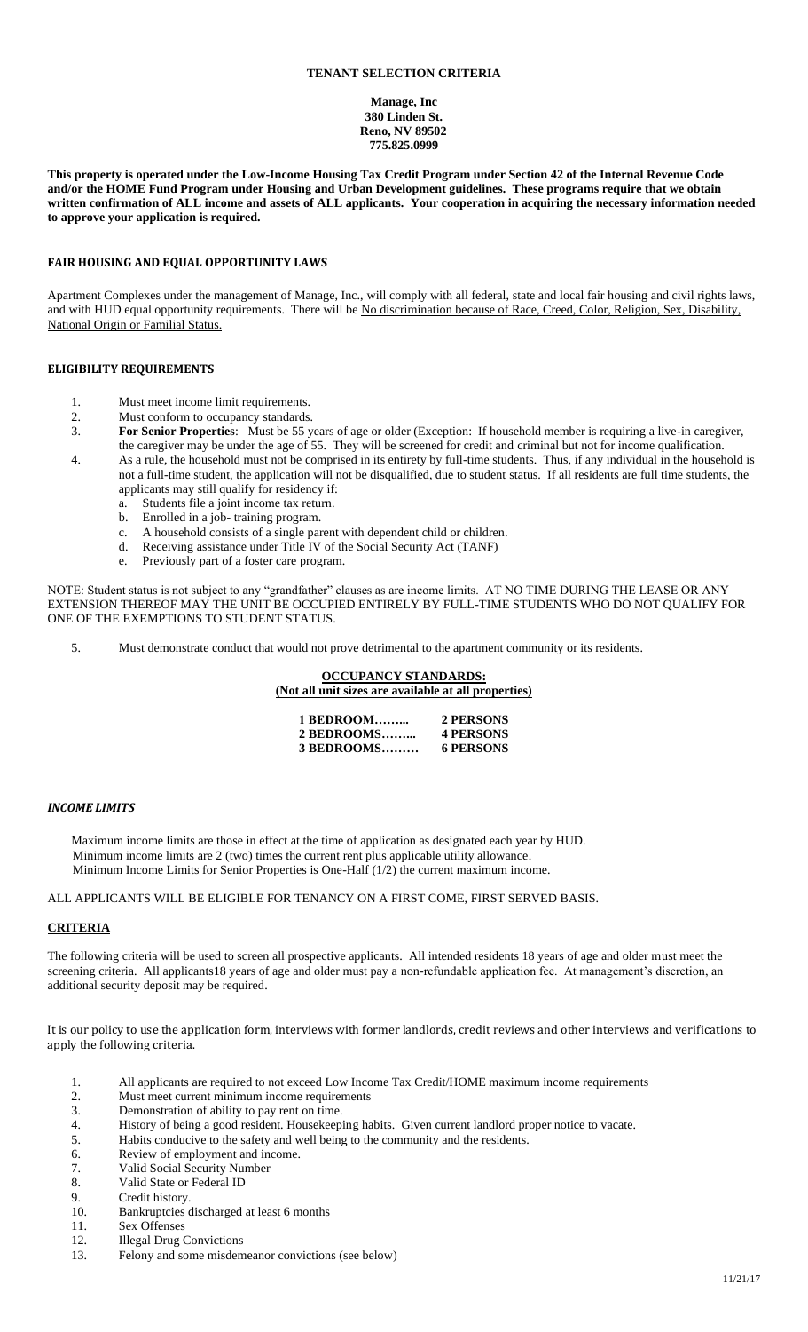# TENANT SELECTION CRITERIA

**Manage, Inc**
**380 Linden St.**
**Reno, NV 89502**
**775.825.0999**

**This property is operated under the Low-Income Housing Tax Credit Program under Section 42 of the Internal Revenue Code and/or the HOME Fund Program under Housing and Urban Development guidelines. These programs require that we obtain written confirmation of ALL income and assets of ALL applicants. Your cooperation in acquiring the necessary information needed to approve your application is required.**

## FAIR HOUSING AND EQUAL OPPORTUNITY LAWS

Apartment Complexes under the management of Manage, Inc., will comply with all federal, state and local fair housing and civil rights laws, and with HUD equal opportunity requirements. There will be No discrimination because of Race, Creed, Color, Religion, Sex, Disability, National Origin or Familial Status.

## ELIGIBILITY REQUIREMENTS

1. Must meet income limit requirements.
2. Must conform to occupancy standards.
3. **For Senior Properties**: Must be 55 years of age or older (Exception: If household member is requiring a live-in caregiver, the caregiver may be under the age of 55. They will be screened for credit and criminal but not for income qualification.
4. As a rule, the household must not be comprised in its entirety by full-time students. Thus, if any individual in the household is not a full-time student, the application will not be disqualified, due to student status. If all residents are full time students, the applicants may still qualify for residency if:
   a. Students file a joint income tax return.
   b. Enrolled in a job- training program.
   c. A household consists of a single parent with dependent child or children.
   d. Receiving assistance under Title IV of the Social Security Act (TANF)
   e. Previously part of a foster care program.

NOTE: Student status is not subject to any "grandfather" clauses as are income limits. AT NO TIME DURING THE LEASE OR ANY EXTENSION THEREOF MAY THE UNIT BE OCCUPIED ENTIRELY BY FULL-TIME STUDENTS WHO DO NOT QUALIFY FOR ONE OF THE EXEMPTIONS TO STUDENT STATUS.

5. Must demonstrate conduct that would not prove detrimental to the apartment community or its residents.

**OCCUPANCY STANDARDS:**
**(Not all unit sizes are available at all properties)**

| | |
|---|---|
| **1 BEDROOM……..** | **2 PERSONS** |
| **2 BEDROOMS……..** | **4 PERSONS** |
| **3 BEDROOMS………** | **6 PERSONS** |

## *INCOME LIMITS*

Maximum income limits are those in effect at the time of application as designated each year by HUD.
Minimum income limits are 2 (two) times the current rent plus applicable utility allowance.
Minimum Income Limits for Senior Properties is One-Half (1/2) the current maximum income.

ALL APPLICANTS WILL BE ELIGIBLE FOR TENANCY ON A FIRST COME, FIRST SERVED BASIS.

## CRITERIA

The following criteria will be used to screen all prospective applicants. All intended residents 18 years of age and older must meet the screening criteria. All applicants18 years of age and older must pay a non-refundable application fee. At management's discretion, an additional security deposit may be required.

It is our policy to use the application form, interviews with former landlords, credit reviews and other interviews and verifications to apply the following criteria.

1. All applicants are required to not exceed Low Income Tax Credit/HOME maximum income requirements
2. Must meet current minimum income requirements
3. Demonstration of ability to pay rent on time.
4. History of being a good resident. Housekeeping habits. Given current landlord proper notice to vacate.
5. Habits conducive to the safety and well being to the community and the residents.
6. Review of employment and income.
7. Valid Social Security Number
8. Valid State or Federal ID
9. Credit history.
10. Bankruptcies discharged at least 6 months
11. Sex Offenses
12. Illegal Drug Convictions
13. Felony and some misdemeanor convictions (see below)

11/21/17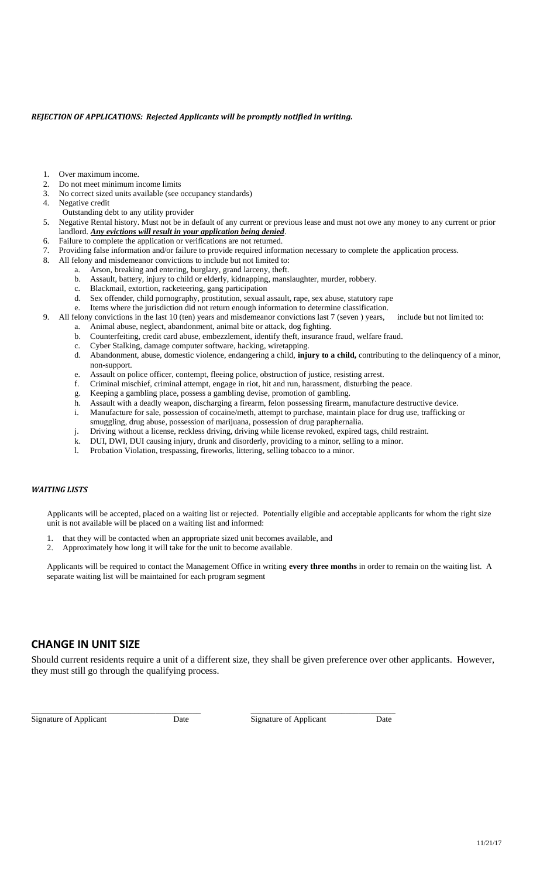***REJECTION OF APPLICATIONS: Rejected Applicants will be promptly notified in writing.***

1. Over maximum income.
2. Do not meet minimum income limits
3. No correct sized units available (see occupancy standards)
4. Negative credit
   Outstanding debt to any utility provider
5. Negative Rental history. Must not be in default of any current or previous lease and must not owe any money to any current or prior landlord. ***Any evictions will result in your application being denied***.
6. Failure to complete the application or verifications are not returned.
7. Providing false information and/or failure to provide required information necessary to complete the application process.
8. All felony and misdemeanor convictions to include but not limited to:
   a. Arson, breaking and entering, burglary, grand larceny, theft.
   b. Assault, battery, injury to child or elderly, kidnapping, manslaughter, murder, robbery.
   c. Blackmail, extortion, racketeering, gang participation
   d. Sex offender, child pornography, prostitution, sexual assault, rape, sex abuse, statutory rape
   e. Items where the jurisdiction did not return enough information to determine classification.
9. All felony convictions in the last 10 (ten) years and misdemeanor convictions last 7 (seven ) years, include but not limited to:
   a. Animal abuse, neglect, abandonment, animal bite or attack, dog fighting.
   b. Counterfeiting, credit card abuse, embezzlement, identify theft, insurance fraud, welfare fraud.
   c. Cyber Stalking, damage computer software, hacking, wiretapping.
   d. Abandonment, abuse, domestic violence, endangering a child, **injury to a child,** contributing to the delinquency of a minor, non-support.
   e. Assault on police officer, contempt, fleeing police, obstruction of justice, resisting arrest.
   f. Criminal mischief, criminal attempt, engage in riot, hit and run, harassment, disturbing the peace.
   g. Keeping a gambling place, possess a gambling devise, promotion of gambling.
   h. Assault with a deadly weapon, discharging a firearm, felon possessing firearm, manufacture destructive device.
   i. Manufacture for sale, possession of cocaine/meth, attempt to purchase, maintain place for drug use, trafficking or smuggling, drug abuse, possession of marijuana, possession of drug paraphernalia.
   j. Driving without a license, reckless driving, driving while license revoked, expired tags, child restraint.
   k. DUI, DWI, DUI causing injury, drunk and disorderly, providing to a minor, selling to a minor.
   l. Probation Violation, trespassing, fireworks, littering, selling tobacco to a minor.

***WAITING LISTS***

Applicants will be accepted, placed on a waiting list or rejected. Potentially eligible and acceptable applicants for whom the right size unit is not available will be placed on a waiting list and informed:

1. that they will be contacted when an appropriate sized unit becomes available, and
2. Approximately how long it will take for the unit to become available.

Applicants will be required to contact the Management Office in writing **every three months** in order to remain on the waiting list. A separate waiting list will be maintained for each program segment

## CHANGE IN UNIT SIZE

Should current residents require a unit of a different size, they shall be given preference over other applicants. However, they must still go through the qualifying process.

_______________________________________ _______________________________________

Signature of Applicant Date Signature of Applicant Date

11/21/17